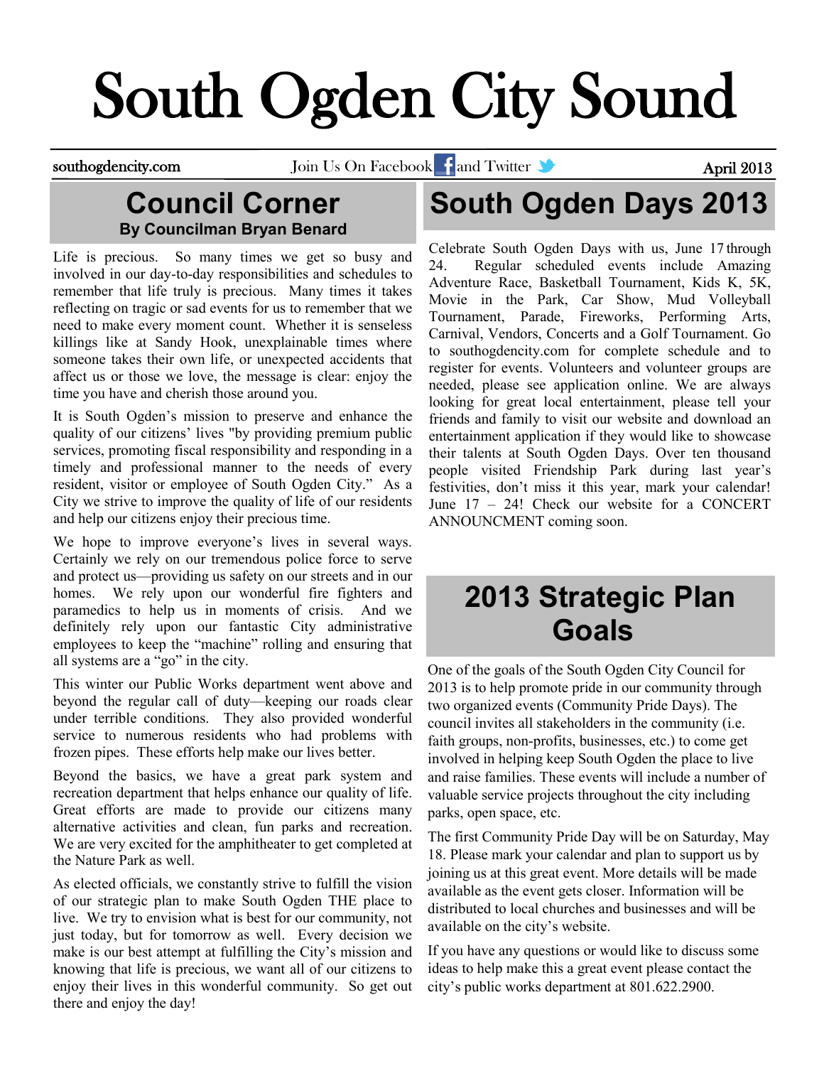# South Ogden City Sound

southogdencity.com | Join Us On Facebook and Twitter | April 2013

## Council Corner

**By Councilman Bryan Benard**

Life is precious. So many times we get so busy and involved in our day-to-day responsibilities and schedules to remember that life truly is precious. Many times it takes reflecting on tragic or sad events for us to remember that we need to make every moment count. Whether it is senseless killings like at Sandy Hook, unexplainable times where someone takes their own life, or unexpected accidents that affect us or those we love, the message is clear: enjoy the time you have and cherish those around you.

It is South Ogden's mission to preserve and enhance the quality of our citizens' lives "by providing premium public services, promoting fiscal responsibility and responding in a timely and professional manner to the needs of every resident, visitor or employee of South Ogden City." As a City we strive to improve the quality of life of our residents and help our citizens enjoy their precious time.

We hope to improve everyone's lives in several ways. Certainly we rely on our tremendous police force to serve and protect us—providing us safety on our streets and in our homes. We rely upon our wonderful fire fighters and paramedics to help us in moments of crisis. And we definitely rely upon our fantastic City administrative employees to keep the "machine" rolling and ensuring that all systems are a "go" in the city.

This winter our Public Works department went above and beyond the regular call of duty—keeping our roads clear under terrible conditions. They also provided wonderful service to numerous residents who had problems with frozen pipes. These efforts help make our lives better.

Beyond the basics, we have a great park system and recreation department that helps enhance our quality of life. Great efforts are made to provide our citizens many alternative activities and clean, fun parks and recreation. We are very excited for the amphitheater to get completed at the Nature Park as well.

As elected officials, we constantly strive to fulfill the vision of our strategic plan to make South Ogden THE place to live. We try to envision what is best for our community, not just today, but for tomorrow as well. Every decision we make is our best attempt at fulfilling the City's mission and knowing that life is precious, we want all of our citizens to enjoy their lives in this wonderful community. So get out there and enjoy the day!

## South Ogden Days 2013

Celebrate South Ogden Days with us, June 17 through 24. Regular scheduled events include Amazing Adventure Race, Basketball Tournament, Kids K, 5K, Movie in the Park, Car Show, Mud Volleyball Tournament, Parade, Fireworks, Performing Arts, Carnival, Vendors, Concerts and a Golf Tournament. Go to southogdencity.com for complete schedule and to register for events. Volunteers and volunteer groups are needed, please see application online. We are always looking for great local entertainment, please tell your friends and family to visit our website and download an entertainment application if they would like to showcase their talents at South Ogden Days. Over ten thousand people visited Friendship Park during last year's festivities, don't miss it this year, mark your calendar! June 17 – 24! Check our website for a CONCERT ANNOUNCMENT coming soon.

## 2013 Strategic Plan Goals

One of the goals of the South Ogden City Council for 2013 is to help promote pride in our community through two organized events (Community Pride Days). The council invites all stakeholders in the community (i.e. faith groups, non-profits, businesses, etc.) to come get involved in helping keep South Ogden the place to live and raise families. These events will include a number of valuable service projects throughout the city including parks, open space, etc.

The first Community Pride Day will be on Saturday, May 18. Please mark your calendar and plan to support us by joining us at this great event. More details will be made available as the event gets closer. Information will be distributed to local churches and businesses and will be available on the city's website.

If you have any questions or would like to discuss some ideas to help make this a great event please contact the city's public works department at 801.622.2900.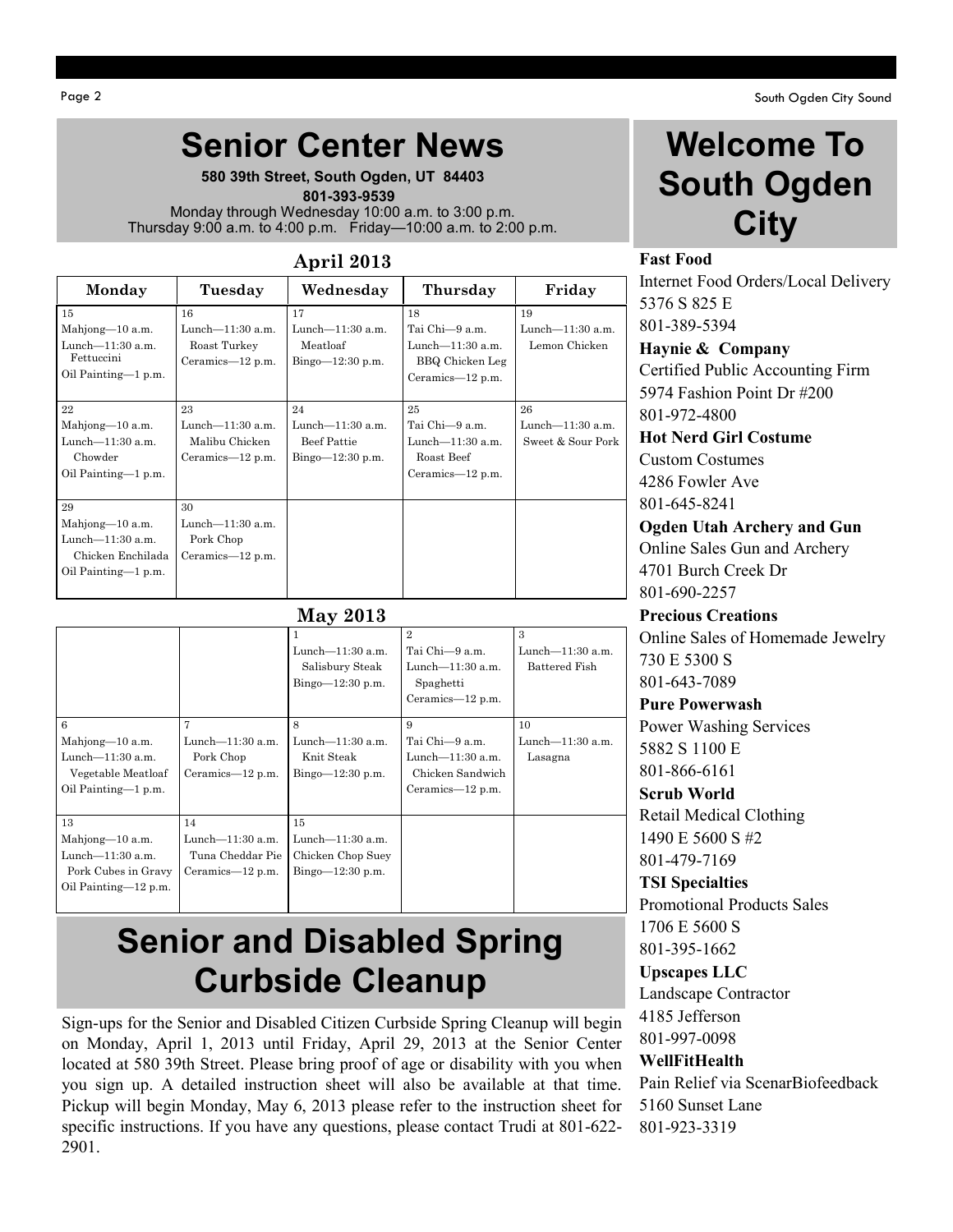# Senior Center News

**580 39th Street, South Ogden, UT 84403**

**801-393-9539**

Monday through Wednesday 10:00 a.m. to 3:00 p.m.
Thursday 9:00 a.m. to 4:00 p.m. Friday—10:00 a.m. to 2:00 p.m.

### April 2013

| Monday | Tuesday | Wednesday | Thursday | Friday |
|---|---|---|---|---|
| 15<br>Mahjong—10 a.m.<br>Lunch—11:30 a.m.<br>Fettuccini<br>Oil Painting—1 p.m. | 16<br>Lunch—11:30 a.m.<br>Roast Turkey<br>Ceramics—12 p.m. | 17<br>Lunch—11:30 a.m.<br>Meatloaf<br>Bingo—12:30 p.m. | 18<br>Tai Chi—9 a.m.<br>Lunch—11:30 a.m.<br>BBQ Chicken Leg<br>Ceramics—12 p.m. | 19<br>Lunch—11:30 a.m.<br>Lemon Chicken |
| 22<br>Mahjong—10 a.m.<br>Lunch—11:30 a.m.<br>Chowder<br>Oil Painting—1 p.m. | 23<br>Lunch—11:30 a.m.<br>Malibu Chicken<br>Ceramics—12 p.m. | 24<br>Lunch—11:30 a.m.<br>Beef Pattie<br>Bingo—12:30 p.m. | 25<br>Tai Chi—9 a.m.<br>Lunch—11:30 a.m.<br>Roast Beef<br>Ceramics—12 p.m. | 26<br>Lunch—11:30 a.m.<br>Sweet & Sour Pork |
| 29<br>Mahjong—10 a.m.<br>Lunch—11:30 a.m.<br>Chicken Enchilada<br>Oil Painting—1 p.m. | 30<br>Lunch—11:30 a.m.<br>Pork Chop<br>Ceramics—12 p.m. | | | |

### May 2013

| | | | | |
|---|---|---|---|---|
| | | 1<br>Lunch—11:30 a.m.<br>Salisbury Steak<br>Bingo—12:30 p.m. | 2<br>Tai Chi—9 a.m.<br>Lunch—11:30 a.m.<br>Spaghetti<br>Ceramics—12 p.m. | 3<br>Lunch—11:30 a.m.<br>Battered Fish |
| 6<br>Mahjong—10 a.m.<br>Lunch—11:30 a.m.<br>Vegetable Meatloaf<br>Oil Painting—1 p.m. | 7<br>Lunch—11:30 a.m.<br>Pork Chop<br>Ceramics—12 p.m. | 8<br>Lunch—11:30 a.m.<br>Knit Steak<br>Bingo—12:30 p.m. | 9<br>Tai Chi—9 a.m.<br>Lunch—11:30 a.m.<br>Chicken Sandwich<br>Ceramics—12 p.m. | 10<br>Lunch—11:30 a.m.<br>Lasagna |
| 13<br>Mahjong—10 a.m.<br>Lunch—11:30 a.m.<br>Pork Cubes in Gravy<br>Oil Painting—12 p.m. | 14<br>Lunch—11:30 a.m.<br>Tuna Cheddar Pie<br>Ceramics—12 p.m. | 15<br>Lunch—11:30 a.m.<br>Chicken Chop Suey<br>Bingo—12:30 p.m. | | |

# Senior and Disabled Spring Curbside Cleanup

Sign-ups for the Senior and Disabled Citizen Curbside Spring Cleanup will begin on Monday, April 1, 2013 until Friday, April 29, 2013 at the Senior Center located at 580 39th Street. Please bring proof of age or disability with you when you sign up. A detailed instruction sheet will also be available at that time. Pickup will begin Monday, May 6, 2013 please refer to the instruction sheet for specific instructions. If you have any questions, please contact Trudi at 801-622-2901.

# Welcome To South Ogden City

**Fast Food**
Internet Food Orders/Local Delivery
5376 S 825 E
801-389-5394

**Haynie & Company**
Certified Public Accounting Firm
5974 Fashion Point Dr #200
801-972-4800

**Hot Nerd Girl Costume**
Custom Costumes
4286 Fowler Ave
801-645-8241

**Ogden Utah Archery and Gun**
Online Sales Gun and Archery
4701 Burch Creek Dr
801-690-2257

**Precious Creations**
Online Sales of Homemade Jewelry
730 E 5300 S
801-643-7089

**Pure Powerwash**
Power Washing Services
5882 S 1100 E
801-866-6161

**Scrub World**
Retail Medical Clothing
1490 E 5600 S #2
801-479-7169

**TSI Specialties**
Promotional Products Sales
1706 E 5600 S
801-395-1662

**Upscapes LLC**
Landscape Contractor
4185 Jefferson
801-997-0098

**WellFitHealth**
Pain Relief via ScenarBiofeedback
5160 Sunset Lane
801-923-3319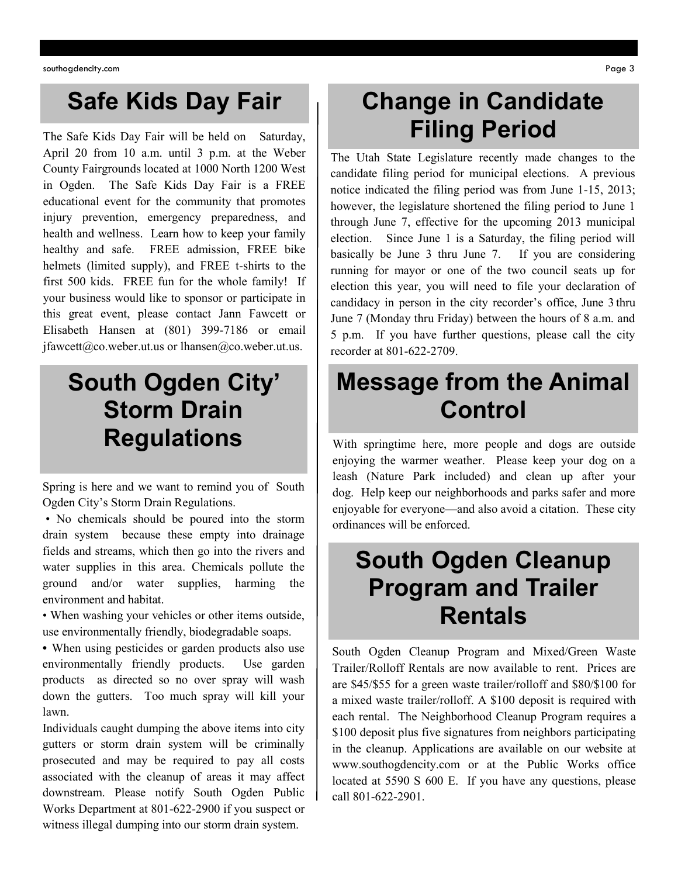## Safe Kids Day Fair

The Safe Kids Day Fair will be held on Saturday, April 20 from 10 a.m. until 3 p.m. at the Weber County Fairgrounds located at 1000 North 1200 West in Ogden. The Safe Kids Day Fair is a FREE educational event for the community that promotes injury prevention, emergency preparedness, and health and wellness. Learn how to keep your family healthy and safe. FREE admission, FREE bike helmets (limited supply), and FREE t-shirts to the first 500 kids. FREE fun for the whole family! If your business would like to sponsor or participate in this great event, please contact Jann Fawcett or Elisabeth Hansen at (801) 399-7186 or email jfawcett@co.weber.ut.us or lhansen@co.weber.ut.us.

## South Ogden City' Storm Drain Regulations

Spring is here and we want to remind you of South Ogden City's Storm Drain Regulations.

- No chemicals should be poured into the storm drain system because these empty into drainage fields and streams, which then go into the rivers and water supplies in this area. Chemicals pollute the ground and/or water supplies, harming the environment and habitat.
- When washing your vehicles or other items outside, use environmentally friendly, biodegradable soaps.
- When using pesticides or garden products also use environmentally friendly products. Use garden products as directed so no over spray will wash down the gutters. Too much spray will kill your lawn.

Individuals caught dumping the above items into city gutters or storm drain system will be criminally prosecuted and may be required to pay all costs associated with the cleanup of areas it may affect downstream. Please notify South Ogden Public Works Department at 801-622-2900 if you suspect or witness illegal dumping into our storm drain system.

## Change in Candidate Filing Period

The Utah State Legislature recently made changes to the candidate filing period for municipal elections. A previous notice indicated the filing period was from June 1-15, 2013; however, the legislature shortened the filing period to June 1 through June 7, effective for the upcoming 2013 municipal election. Since June 1 is a Saturday, the filing period will basically be June 3 thru June 7. If you are considering running for mayor or one of the two council seats up for election this year, you will need to file your declaration of candidacy in person in the city recorder's office, June 3 thru June 7 (Monday thru Friday) between the hours of 8 a.m. and 5 p.m. If you have further questions, please call the city recorder at 801-622-2709.

## Message from the Animal Control

With springtime here, more people and dogs are outside enjoying the warmer weather. Please keep your dog on a leash (Nature Park included) and clean up after your dog. Help keep our neighborhoods and parks safer and more enjoyable for everyone—and also avoid a citation. These city ordinances will be enforced.

## South Ogden Cleanup Program and Trailer Rentals

South Ogden Cleanup Program and Mixed/Green Waste Trailer/Rolloff Rentals are now available to rent. Prices are are $45/$55 for a green waste trailer/rolloff and $80/$100 for a mixed waste trailer/rolloff. A $100 deposit is required with each rental. The Neighborhood Cleanup Program requires a $100 deposit plus five signatures from neighbors participating in the cleanup. Applications are available on our website at www.southogdencity.com or at the Public Works office located at 5590 S 600 E. If you have any questions, please call 801-622-2901.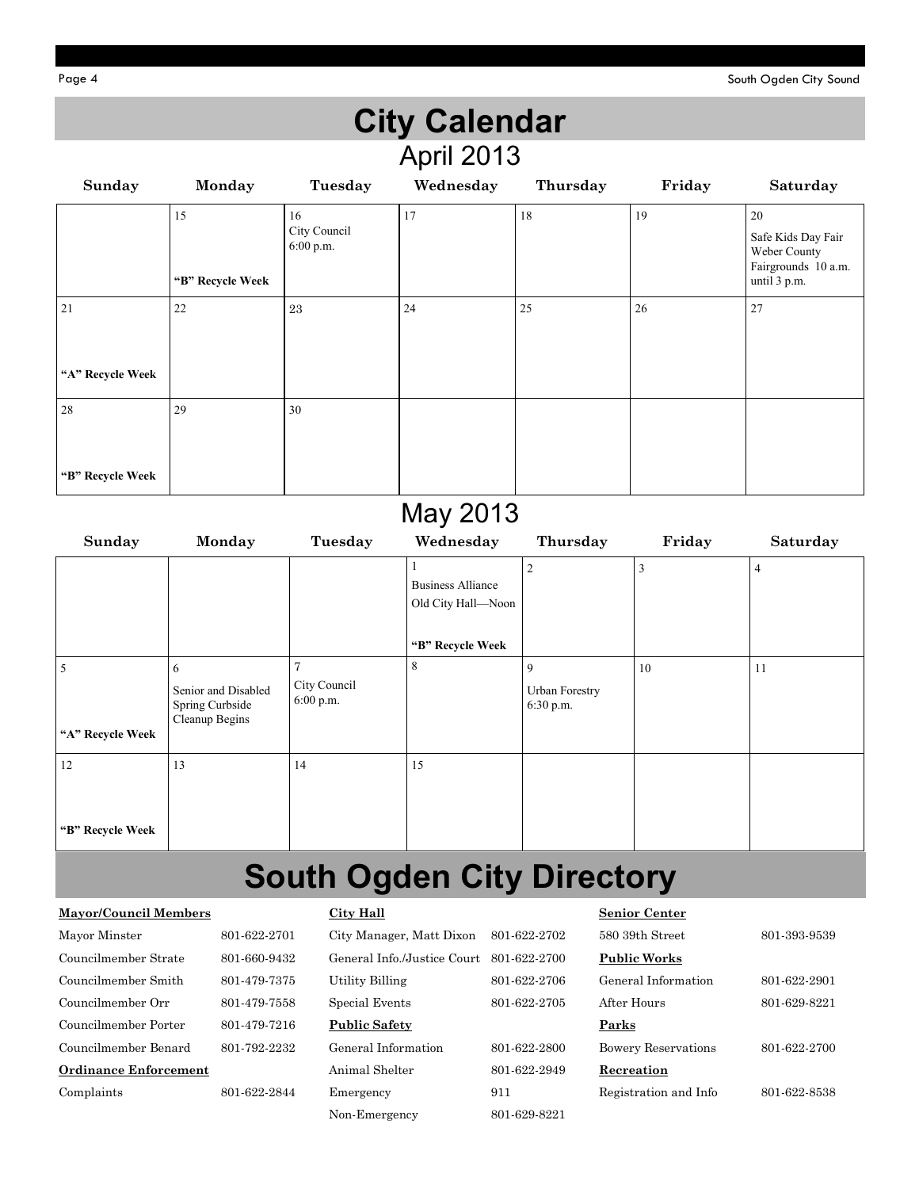# City Calendar

## April 2013

| Sunday | Monday | Tuesday | Wednesday | Thursday | Friday | Saturday |
|---|---|---|---|---|---|---|
| | 15<br><br>**"B" Recycle Week** | 16<br>City Council<br>6:00 p.m. | 17 | 18 | 19 | 20<br>Safe Kids Day Fair Weber County Fairgrounds 10 a.m. until 3 p.m. |
| 21<br><br>**"A" Recycle Week** | 22 | 23 | 24 | 25 | 26 | 27 |
| 28<br><br>**"B" Recycle Week** | 29 | 30 | | | | |

## May 2013

| Sunday | Monday | Tuesday | Wednesday | Thursday | Friday | Saturday |
|---|---|---|---|---|---|---|
| | | | 1<br>Business Alliance<br>Old City Hall—Noon<br><br>**"B" Recycle Week** | 2 | 3 | 4 |
| 5<br><br>**"A" Recycle Week** | 6<br>Senior and Disabled Spring Curbside Cleanup Begins | 7<br>City Council<br>6:00 p.m. | 8 | 9<br>Urban Forestry<br>6:30 p.m. | 10 | 11 |
| 12<br><br>**"B" Recycle Week** | 13 | 14 | 15 | | | |

# South Ogden City Directory

**Mayor/Council Members**

| | |
|---|---|
| Mayor Minster | 801-622-2701 |
| Councilmember Strate | 801-660-9432 |
| Councilmember Smith | 801-479-7375 |
| Councilmember Orr | 801-479-7558 |
| Councilmember Porter | 801-479-7216 |
| Councilmember Benard | 801-792-2232 |

**Ordinance Enforcement**

| | |
|---|---|
| Complaints | 801-622-2844 |

**City Hall**

| | |
|---|---|
| City Manager, Matt Dixon | 801-622-2702 |
| General Info./Justice Court | 801-622-2700 |
| Utility Billing | 801-622-2706 |
| Special Events | 801-622-2705 |

**Public Safety**

| | |
|---|---|
| General Information | 801-622-2800 |
| Animal Shelter | 801-622-2949 |
| Emergency | 911 |
| Non-Emergency | 801-629-8221 |

**Senior Center**

| | |
|---|---|
| 580 39th Street | 801-393-9539 |

**Public Works**

| | |
|---|---|
| General Information | 801-622-2901 |
| After Hours | 801-629-8221 |

**Parks**

| | |
|---|---|
| Bowery Reservations | 801-622-2700 |

**Recreation**

| | |
|---|---|
| Registration and Info | 801-622-8538 |